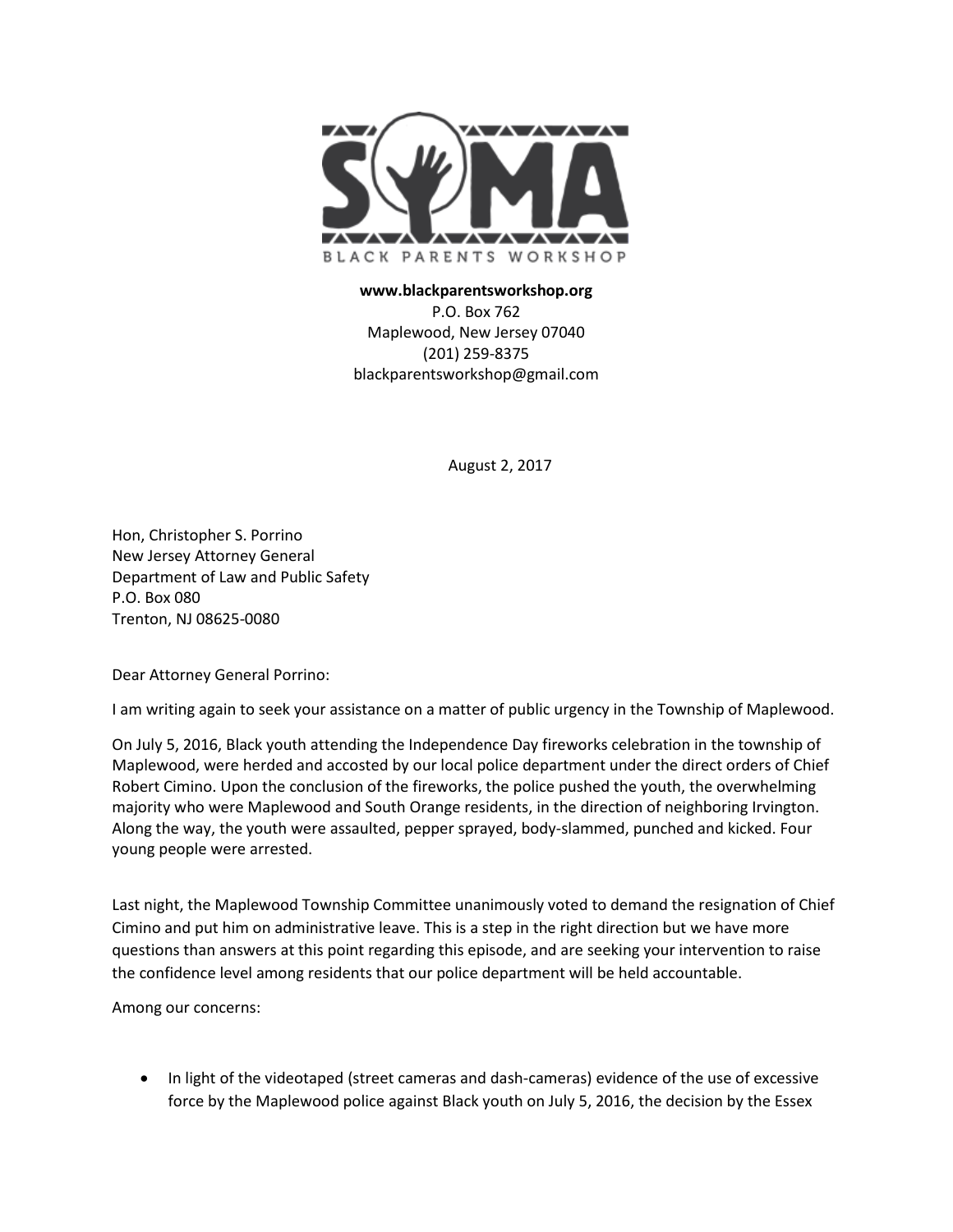SOMA

BLACK PARENTS WORKSHOP

**www.blackparentsworkshop.org**
P.O. Box 762
Maplewood, New Jersey 07040
(201) 259-8375
blackparentsworkshop@gmail.com

August 2, 2017

Hon, Christopher S. Porrino
New Jersey Attorney General
Department of Law and Public Safety
P.O. Box 080
Trenton, NJ 08625-0080

Dear Attorney General Porrino:

I am writing again to seek your assistance on a matter of public urgency in the Township of Maplewood.

On July 5, 2016, Black youth attending the Independence Day fireworks celebration in the township of Maplewood, were herded and accosted by our local police department under the direct orders of Chief Robert Cimino. Upon the conclusion of the fireworks, the police pushed the youth, the overwhelming majority who were Maplewood and South Orange residents, in the direction of neighboring Irvington. Along the way, the youth were assaulted, pepper sprayed, body-slammed, punched and kicked. Four young people were arrested.

Last night, the Maplewood Township Committee unanimously voted to demand the resignation of Chief Cimino and put him on administrative leave. This is a step in the right direction but we have more questions than answers at this point regarding this episode, and are seeking your intervention to raise the confidence level among residents that our police department will be held accountable.

Among our concerns:

- In light of the videotaped (street cameras and dash-cameras) evidence of the use of excessive force by the Maplewood police against Black youth on July 5, 2016, the decision by the Essex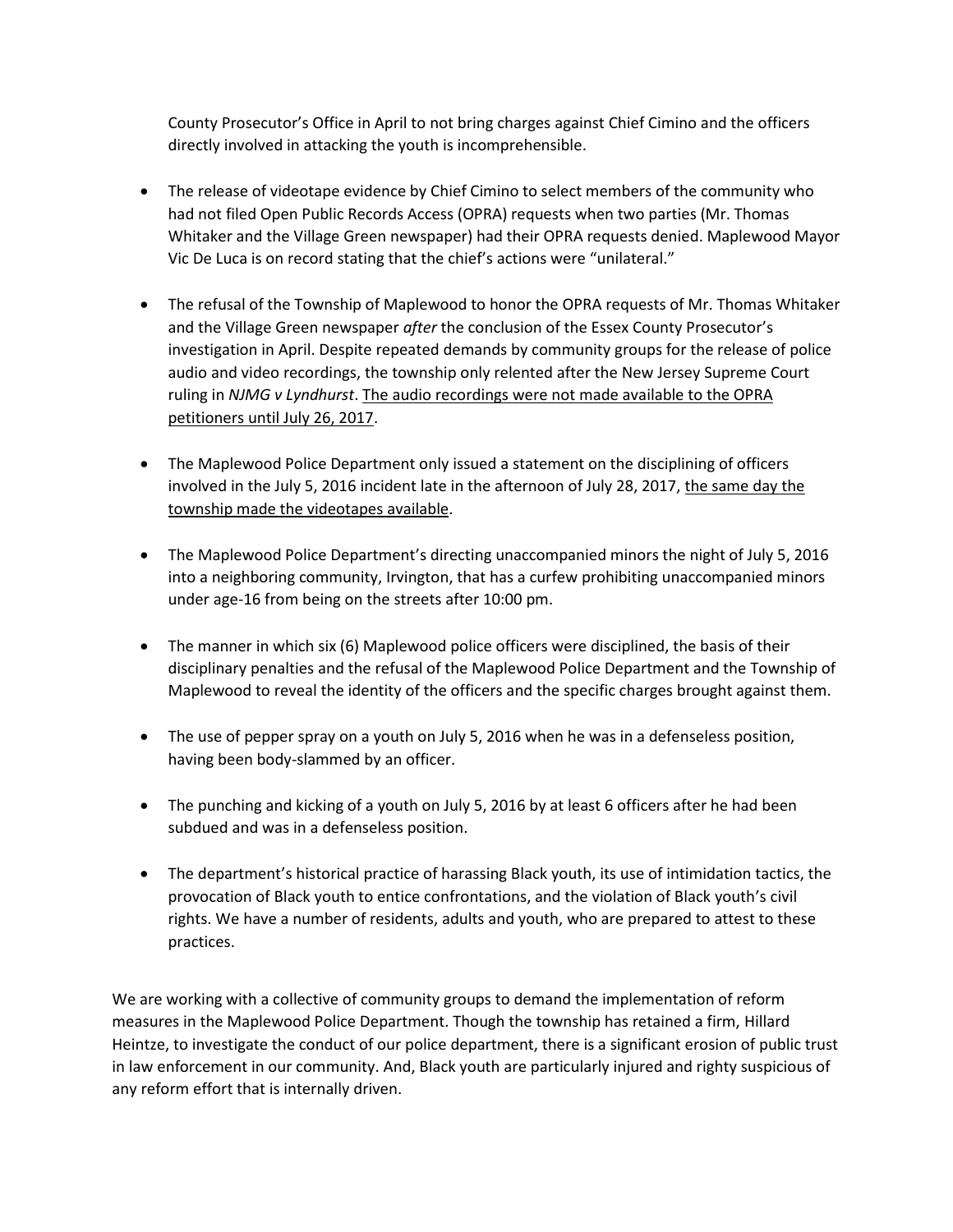County Prosecutor's Office in April to not bring charges against Chief Cimino and the officers directly involved in attacking the youth is incomprehensible.

- The release of videotape evidence by Chief Cimino to select members of the community who had not filed Open Public Records Access (OPRA) requests when two parties (Mr. Thomas Whitaker and the Village Green newspaper) had their OPRA requests denied. Maplewood Mayor Vic De Luca is on record stating that the chief's actions were "unilateral."

- The refusal of the Township of Maplewood to honor the OPRA requests of Mr. Thomas Whitaker and the Village Green newspaper *after* the conclusion of the Essex County Prosecutor's investigation in April. Despite repeated demands by community groups for the release of police audio and video recordings, the township only relented after the New Jersey Supreme Court ruling in *NJMG v Lyndhurst*. <u>The audio recordings were not made available to the OPRA petitioners until July 26, 2017</u>.

- The Maplewood Police Department only issued a statement on the disciplining of officers involved in the July 5, 2016 incident late in the afternoon of July 28, 2017, <u>the same day the township made the videotapes available</u>.

- The Maplewood Police Department's directing unaccompanied minors the night of July 5, 2016 into a neighboring community, Irvington, that has a curfew prohibiting unaccompanied minors under age-16 from being on the streets after 10:00 pm.

- The manner in which six (6) Maplewood police officers were disciplined, the basis of their disciplinary penalties and the refusal of the Maplewood Police Department and the Township of Maplewood to reveal the identity of the officers and the specific charges brought against them.

- The use of pepper spray on a youth on July 5, 2016 when he was in a defenseless position, having been body-slammed by an officer.

- The punching and kicking of a youth on July 5, 2016 by at least 6 officers after he had been subdued and was in a defenseless position.

- The department's historical practice of harassing Black youth, its use of intimidation tactics, the provocation of Black youth to entice confrontations, and the violation of Black youth's civil rights. We have a number of residents, adults and youth, who are prepared to attest to these practices.

We are working with a collective of community groups to demand the implementation of reform measures in the Maplewood Police Department. Though the township has retained a firm, Hillard Heintze, to investigate the conduct of our police department, there is a significant erosion of public trust in law enforcement in our community. And, Black youth are particularly injured and righty suspicious of any reform effort that is internally driven.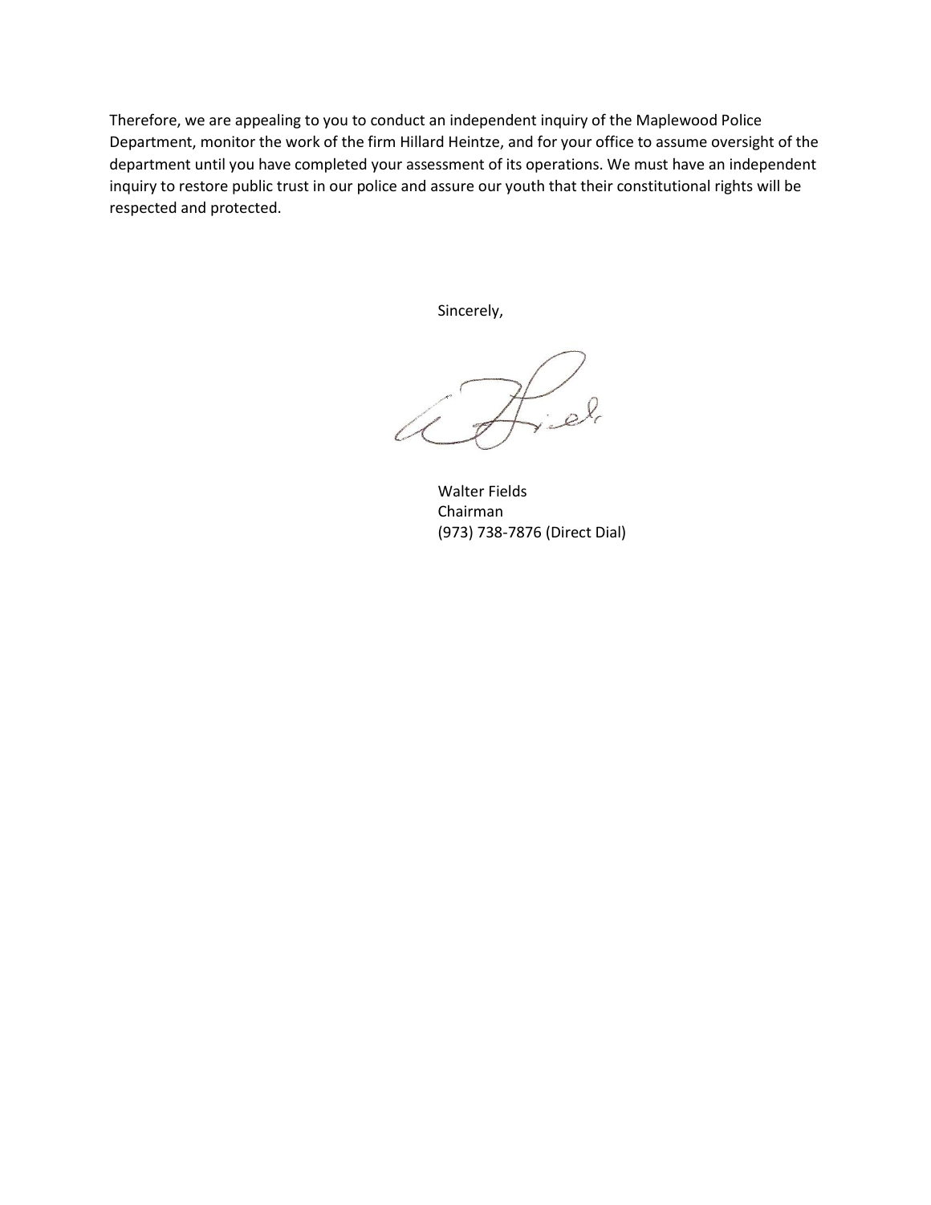Therefore, we are appealing to you to conduct an independent inquiry of the Maplewood Police Department, monitor the work of the firm Hillard Heintze, and for your office to assume oversight of the department until you have completed your assessment of its operations. We must have an independent inquiry to restore public trust in our police and assure our youth that their constitutional rights will be respected and protected.

Sincerely,

Walter Fields
Chairman
(973) 738-7876 (Direct Dial)